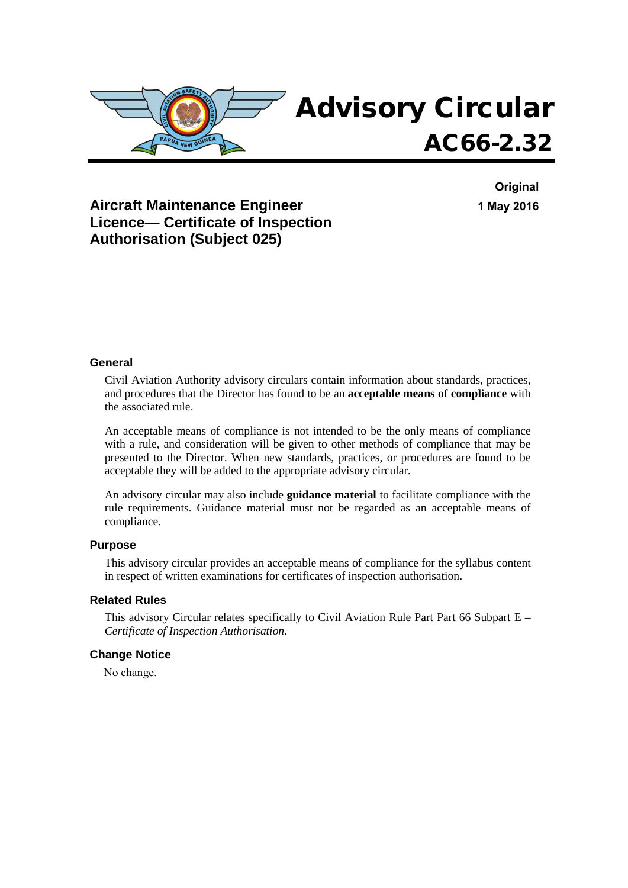# Advisory Circular

# AC66-2.32

**Original**

**1 May 2016**

## Aircraft Maintenance Engineer Licence— Certificate of Inspection Authorisation (Subject 025)

### General

Civil Aviation Authority advisory circulars contain information about standards, practices, and procedures that the Director has found to be an **acceptable means of compliance** with the associated rule.

An acceptable means of compliance is not intended to be the only means of compliance with a rule, and consideration will be given to other methods of compliance that may be presented to the Director. When new standards, practices, or procedures are found to be acceptable they will be added to the appropriate advisory circular.

An advisory circular may also include **guidance material** to facilitate compliance with the rule requirements. Guidance material must not be regarded as an acceptable means of compliance.

### Purpose

This advisory circular provides an acceptable means of compliance for the syllabus content in respect of written examinations for certificates of inspection authorisation.

### Related Rules

This advisory Circular relates specifically to Civil Aviation Rule Part Part 66 Subpart E – *Certificate of Inspection Authorisation.*

### Change Notice

No change.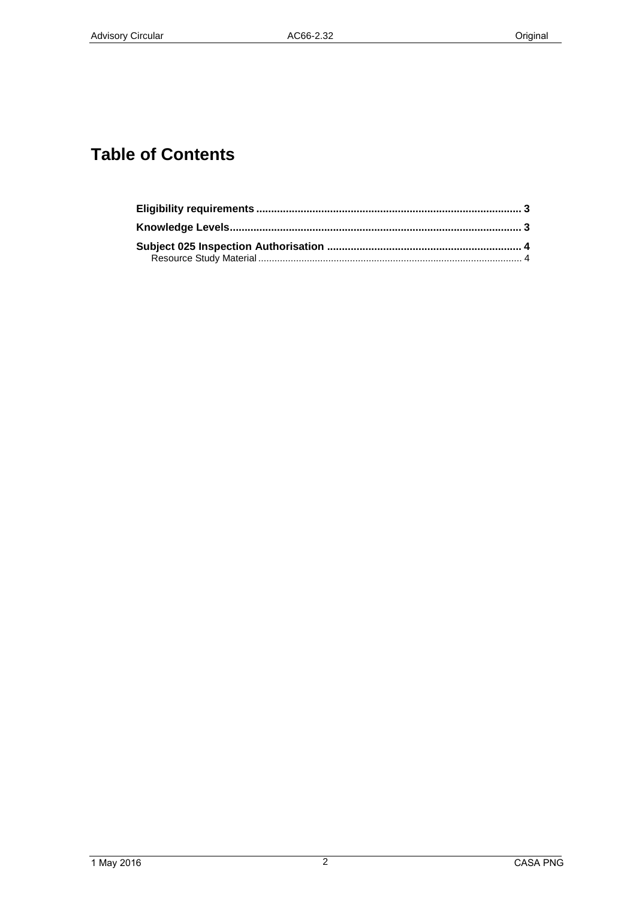# Table of Contents

**Eligibility requirements** ........................................................................................ **3**

**Knowledge Levels**................................................................................................ **3**

**Subject 025 Inspection Authorisation** ................................................................. **4**

Resource Study Material ................................................................................................ 4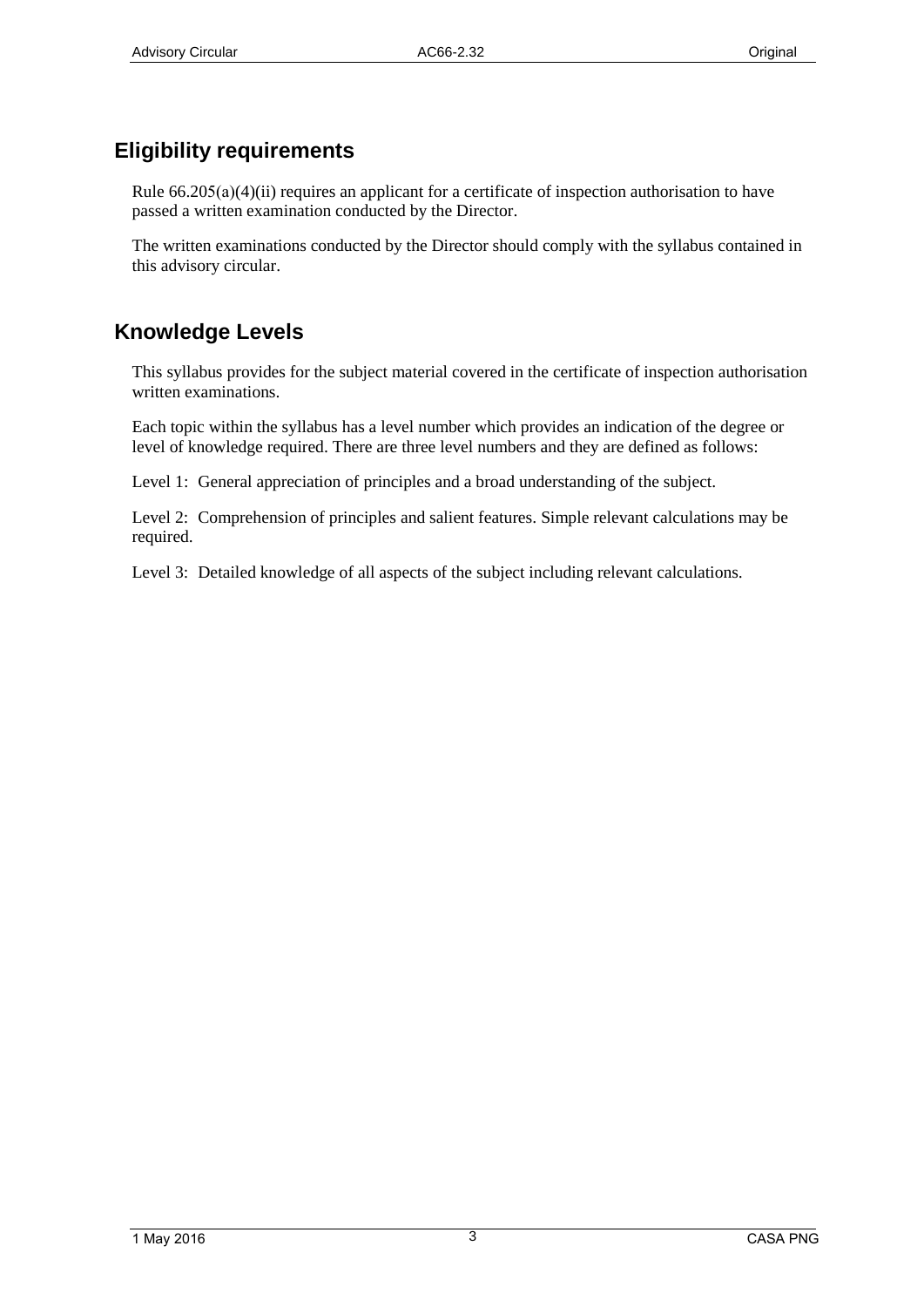## Eligibility requirements

Rule 66.205(a)(4)(ii) requires an applicant for a certificate of inspection authorisation to have passed a written examination conducted by the Director.

The written examinations conducted by the Director should comply with the syllabus contained in this advisory circular.

## Knowledge Levels

This syllabus provides for the subject material covered in the certificate of inspection authorisation written examinations.

Each topic within the syllabus has a level number which provides an indication of the degree or level of knowledge required. There are three level numbers and they are defined as follows:

Level 1: General appreciation of principles and a broad understanding of the subject.

Level 2: Comprehension of principles and salient features. Simple relevant calculations may be required.

Level 3: Detailed knowledge of all aspects of the subject including relevant calculations.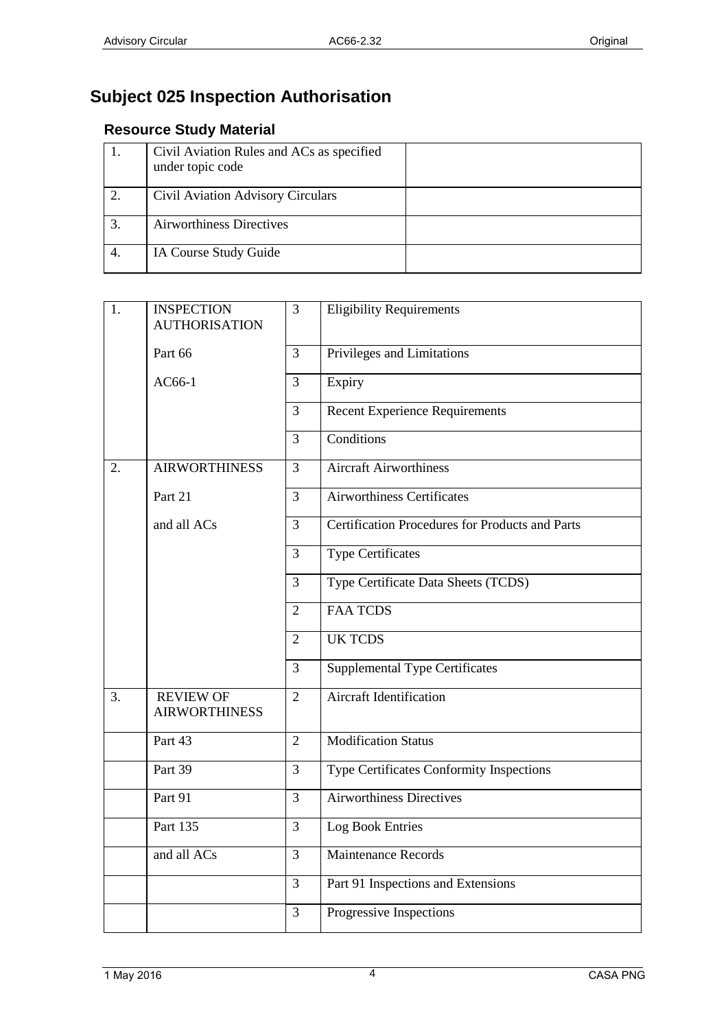# Subject 025 Inspection Authorisation

## Resource Study Material

| | | |
|---|---|---|
| 1. | Civil Aviation Rules and ACs as specified under topic code | |
| 2. | Civil Aviation Advisory Circulars | |
| 3. | Airworthiness Directives | |
| 4. | IA Course Study Guide | |

| | | | |
|---|---|---|---|
| 1. | INSPECTION AUTHORISATION | 3 | Eligibility Requirements |
| | Part 66 | 3 | Privileges and Limitations |
| | AC66-1 | 3 | Expiry |
| | | 3 | Recent Experience Requirements |
| | | 3 | Conditions |
| 2. | AIRWORTHINESS | 3 | Aircraft Airworthiness |
| | Part 21 | 3 | Airworthiness Certificates |
| | and all ACs | 3 | Certification Procedures for Products and Parts |
| | | 3 | Type Certificates |
| | | 3 | Type Certificate Data Sheets (TCDS) |
| | | 2 | FAA TCDS |
| | | 2 | UK TCDS |
| | | 3 | Supplemental Type Certificates |
| 3. | REVIEW OF AIRWORTHINESS | 2 | Aircraft Identification |
| | Part 43 | 2 | Modification Status |
| | Part 39 | 3 | Type Certificates Conformity Inspections |
| | Part 91 | 3 | Airworthiness Directives |
| | Part 135 | 3 | Log Book Entries |
| | and all ACs | 3 | Maintenance Records |
| | | 3 | Part 91 Inspections and Extensions |
| | | 3 | Progressive Inspections |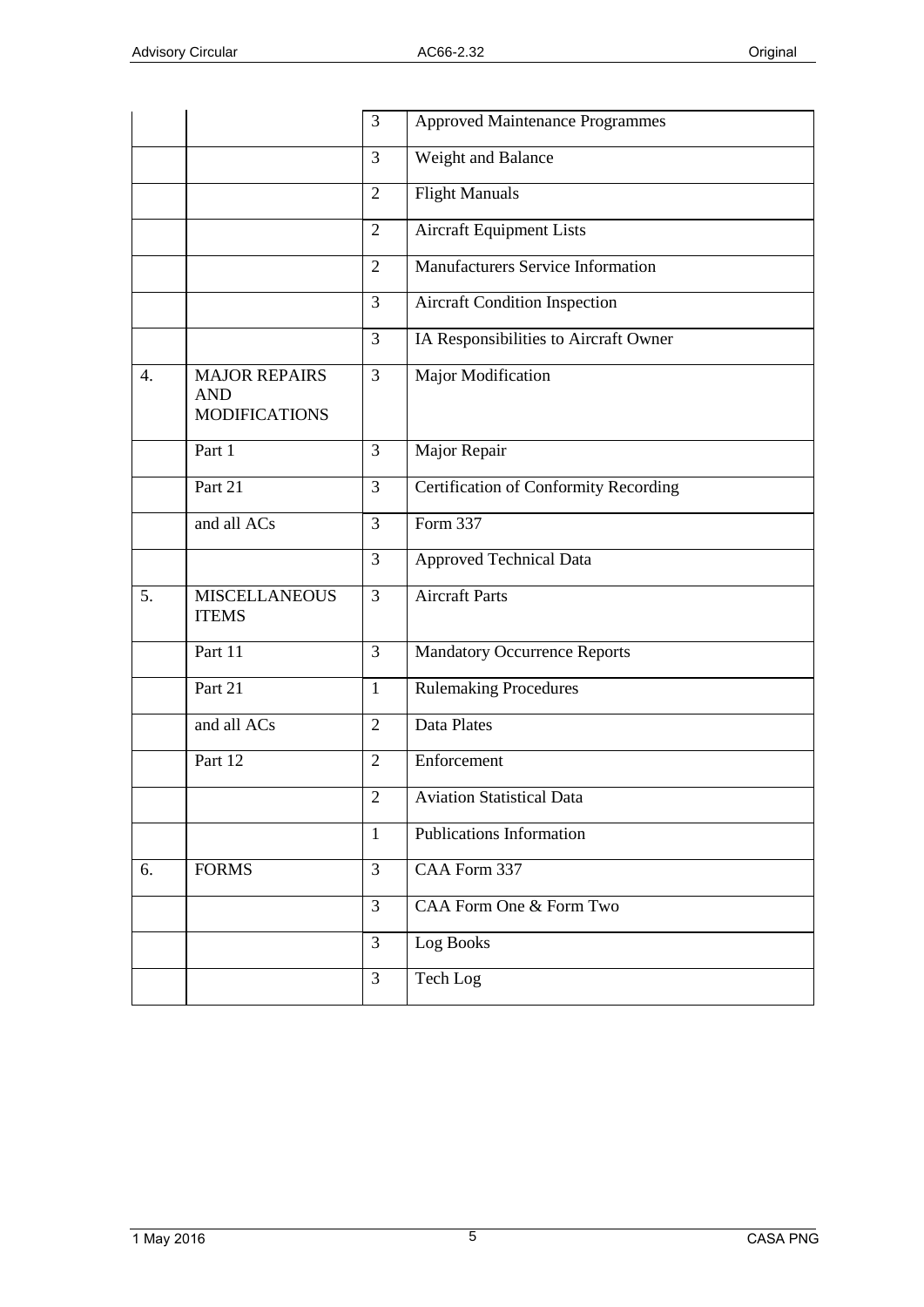| | | | |
|---|---|---|---|
| | | 3 | Approved Maintenance Programmes |
| | | 3 | Weight and Balance |
| | | 2 | Flight Manuals |
| | | 2 | Aircraft Equipment Lists |
| | | 2 | Manufacturers Service Information |
| | | 3 | Aircraft Condition Inspection |
| | | 3 | IA Responsibilities to Aircraft Owner |
| 4. | MAJOR REPAIRS AND MODIFICATIONS | 3 | Major Modification |
| | Part 1 | 3 | Major Repair |
| | Part 21 | 3 | Certification of Conformity Recording |
| | and all ACs | 3 | Form 337 |
| | | 3 | Approved Technical Data |
| 5. | MISCELLANEOUS ITEMS | 3 | Aircraft Parts |
| | Part 11 | 3 | Mandatory Occurrence Reports |
| | Part 21 | 1 | Rulemaking Procedures |
| | and all ACs | 2 | Data Plates |
| | Part 12 | 2 | Enforcement |
| | | 2 | Aviation Statistical Data |
| | | 1 | Publications Information |
| 6. | FORMS | 3 | CAA Form 337 |
| | | 3 | CAA Form One & Form Two |
| | | 3 | Log Books |
| | | 3 | Tech Log |